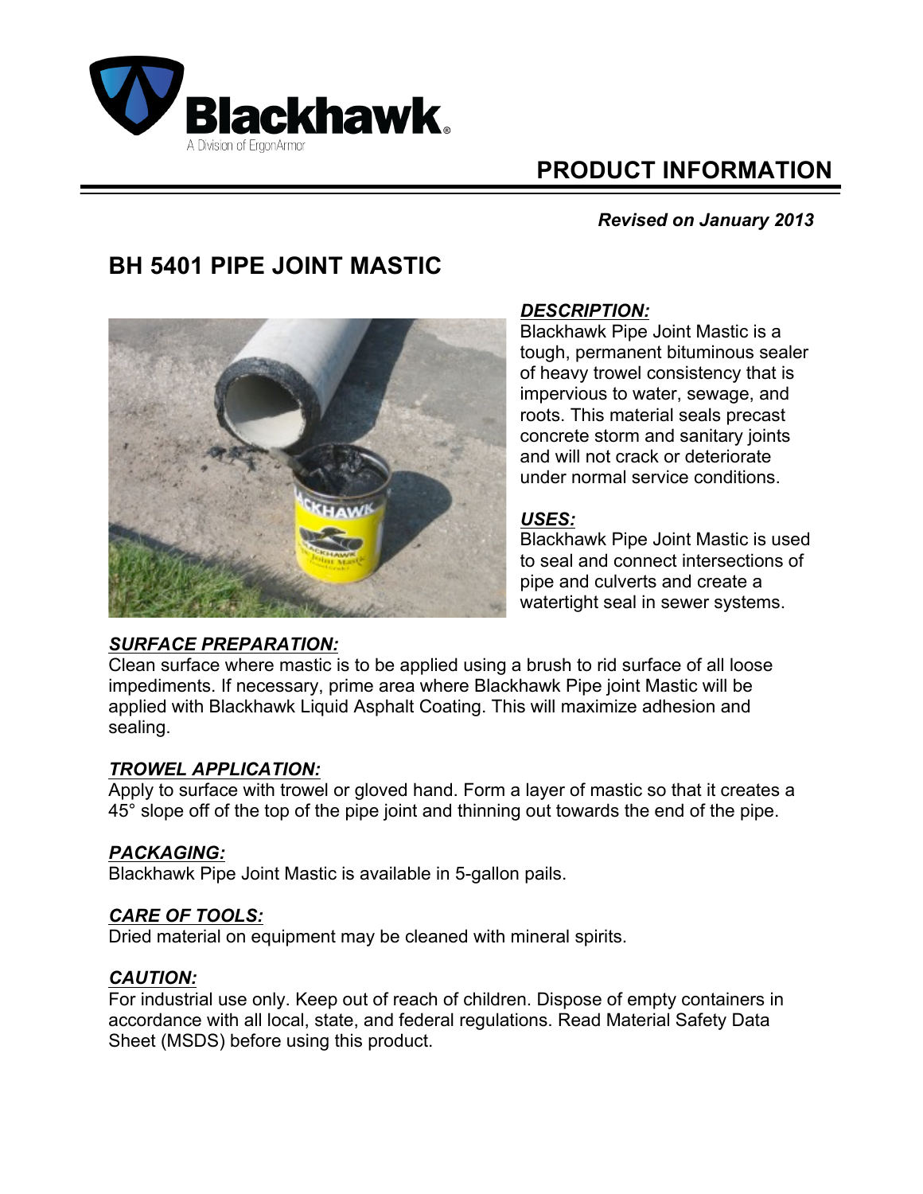Blackhawk®
A Division of ErgonArmor

# PRODUCT INFORMATION

***Revised on January 2013***

## BH 5401 PIPE JOINT MASTIC

### *DESCRIPTION:*

Blackhawk Pipe Joint Mastic is a tough, permanent bituminous sealer of heavy trowel consistency that is impervious to water, sewage, and roots. This material seals precast concrete storm and sanitary joints and will not crack or deteriorate under normal service conditions.

### *USES:*

Blackhawk Pipe Joint Mastic is used to seal and connect intersections of pipe and culverts and create a watertight seal in sewer systems.

### *SURFACE PREPARATION:*

Clean surface where mastic is to be applied using a brush to rid surface of all loose impediments. If necessary, prime area where Blackhawk Pipe joint Mastic will be applied with Blackhawk Liquid Asphalt Coating. This will maximize adhesion and sealing.

### *TROWEL APPLICATION:*

Apply to surface with trowel or gloved hand. Form a layer of mastic so that it creates a 45° slope off of the top of the pipe joint and thinning out towards the end of the pipe.

### *PACKAGING:*

Blackhawk Pipe Joint Mastic is available in 5-gallon pails.

### *CARE OF TOOLS:*

Dried material on equipment may be cleaned with mineral spirits.

### *CAUTION:*

For industrial use only. Keep out of reach of children. Dispose of empty containers in accordance with all local, state, and federal regulations. Read Material Safety Data Sheet (MSDS) before using this product.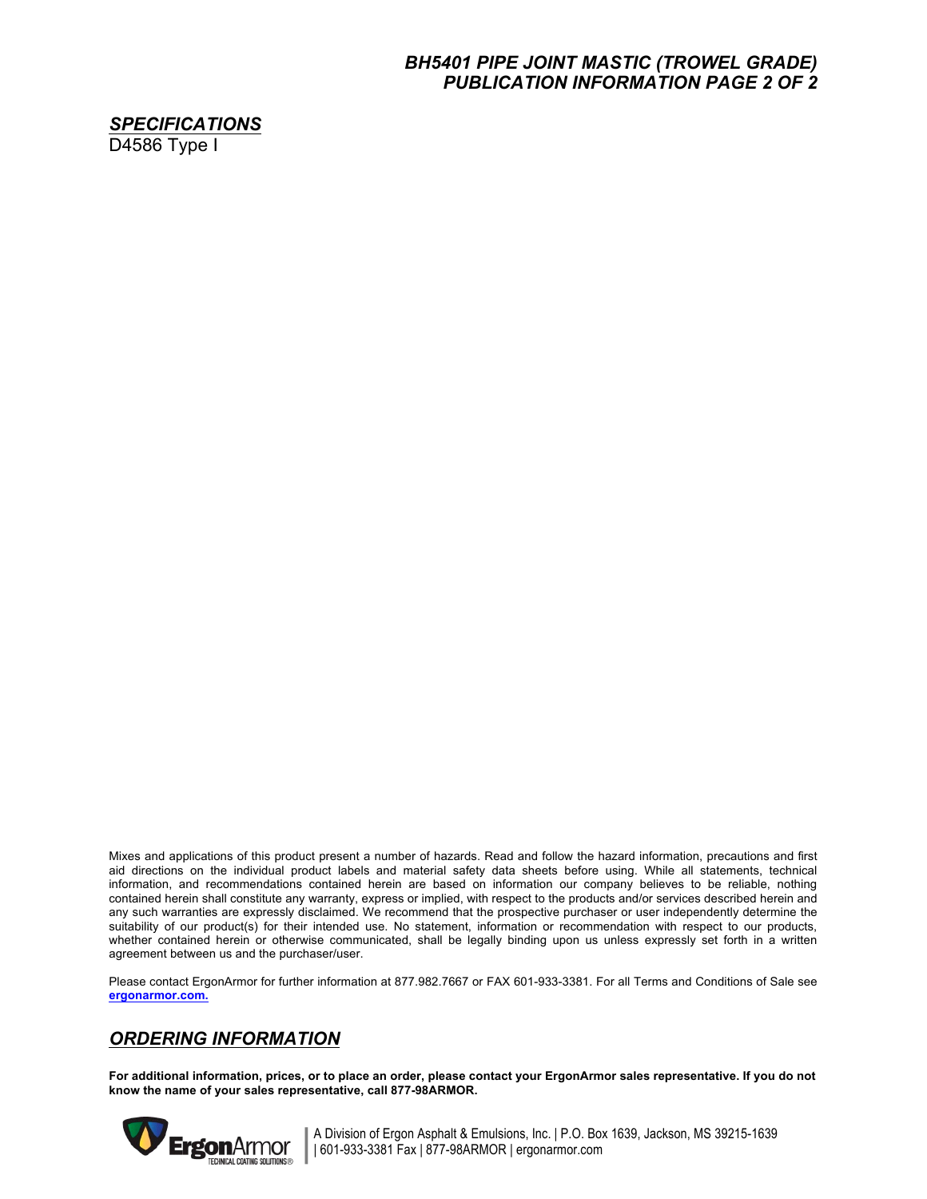## *SPECIFICATIONS*

D4586 Type I

Mixes and applications of this product present a number of hazards. Read and follow the hazard information, precautions and first aid directions on the individual product labels and material safety data sheets before using. While all statements, technical information, and recommendations contained herein are based on information our company believes to be reliable, nothing contained herein shall constitute any warranty, express or implied, with respect to the products and/or services described herein and any such warranties are expressly disclaimed. We recommend that the prospective purchaser or user independently determine the suitability of our product(s) for their intended use. No statement, information or recommendation with respect to our products, whether contained herein or otherwise communicated, shall be legally binding upon us unless expressly set forth in a written agreement between us and the purchaser/user.

Please contact ErgonArmor for further information at 877.982.7667 or FAX 601-933-3381. For all Terms and Conditions of Sale see **ergonarmor.com.**

## *ORDERING INFORMATION*

**For additional information, prices, or to place an order, please contact your ErgonArmor sales representative. If you do not know the name of your sales representative, call 877-98ARMOR.**

ErgonArmor TECHNICAL COATING SOLUTIONS®

A Division of Ergon Asphalt & Emulsions, Inc. | P.O. Box 1639, Jackson, MS 39215-1639 | 601-933-3381 Fax | 877-98ARMOR | ergonarmor.com